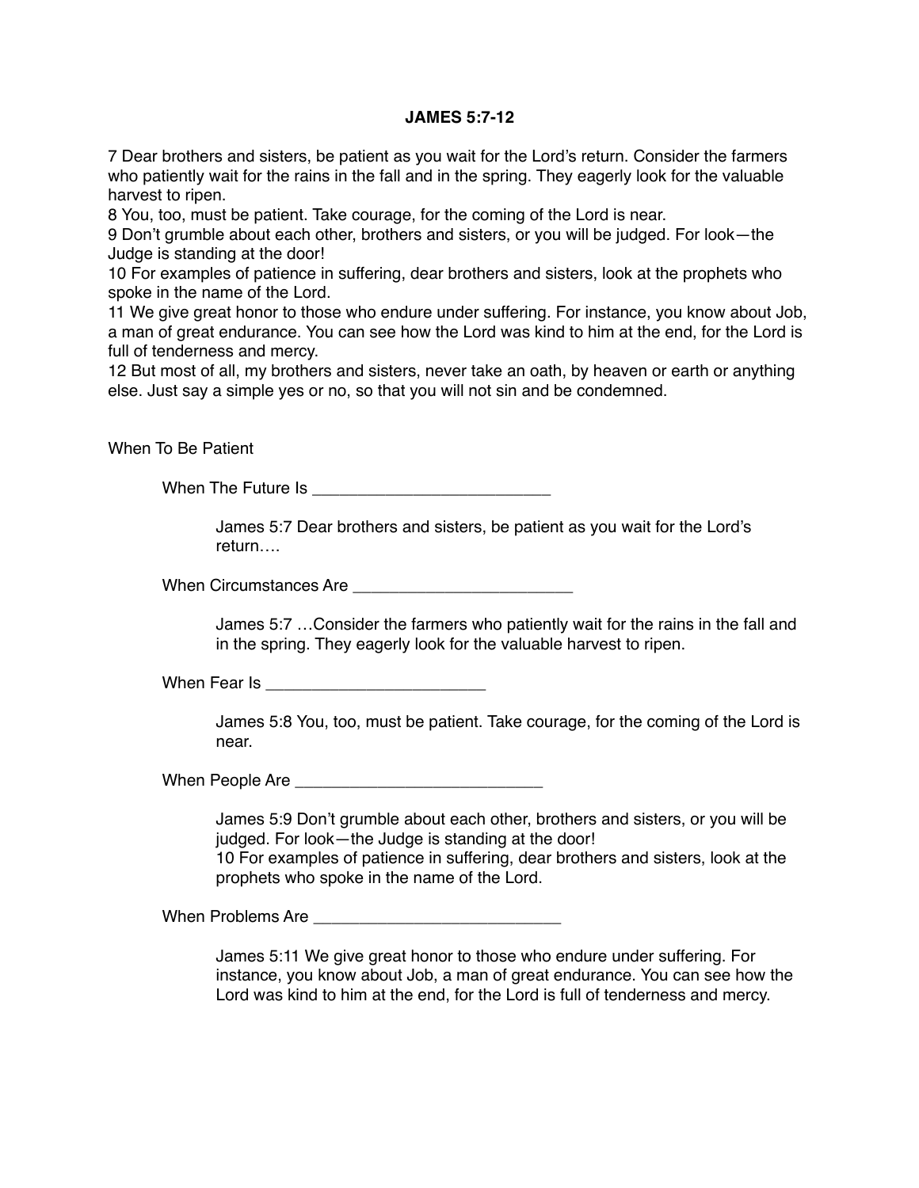# JAMES 5:7-12

7 Dear brothers and sisters, be patient as you wait for the Lord's return. Consider the farmers who patiently wait for the rains in the fall and in the spring. They eagerly look for the valuable harvest to ripen.
8 You, too, must be patient. Take courage, for the coming of the Lord is near.
9 Don't grumble about each other, brothers and sisters, or you will be judged. For look—the Judge is standing at the door!
10 For examples of patience in suffering, dear brothers and sisters, look at the prophets who spoke in the name of the Lord.
11 We give great honor to those who endure under suffering. For instance, you know about Job, a man of great endurance. You can see how the Lord was kind to him at the end, for the Lord is full of tenderness and mercy.
12 But most of all, my brothers and sisters, never take an oath, by heaven or earth or anything else. Just say a simple yes or no, so that you will not sin and be condemned.

When To Be Patient

When The Future Is __________________________

> James 5:7 Dear brothers and sisters, be patient as you wait for the Lord's return….

When Circumstances Are ________________________

> James 5:7 …Consider the farmers who patiently wait for the rains in the fall and in the spring. They eagerly look for the valuable harvest to ripen.

When Fear Is ________________________

> James 5:8 You, too, must be patient. Take courage, for the coming of the Lord is near.

When People Are ___________________________

> James 5:9 Don't grumble about each other, brothers and sisters, or you will be judged. For look—the Judge is standing at the door!
> 10 For examples of patience in suffering, dear brothers and sisters, look at the prophets who spoke in the name of the Lord.

When Problems Are ___________________________

> James 5:11 We give great honor to those who endure under suffering. For instance, you know about Job, a man of great endurance. You can see how the Lord was kind to him at the end, for the Lord is full of tenderness and mercy.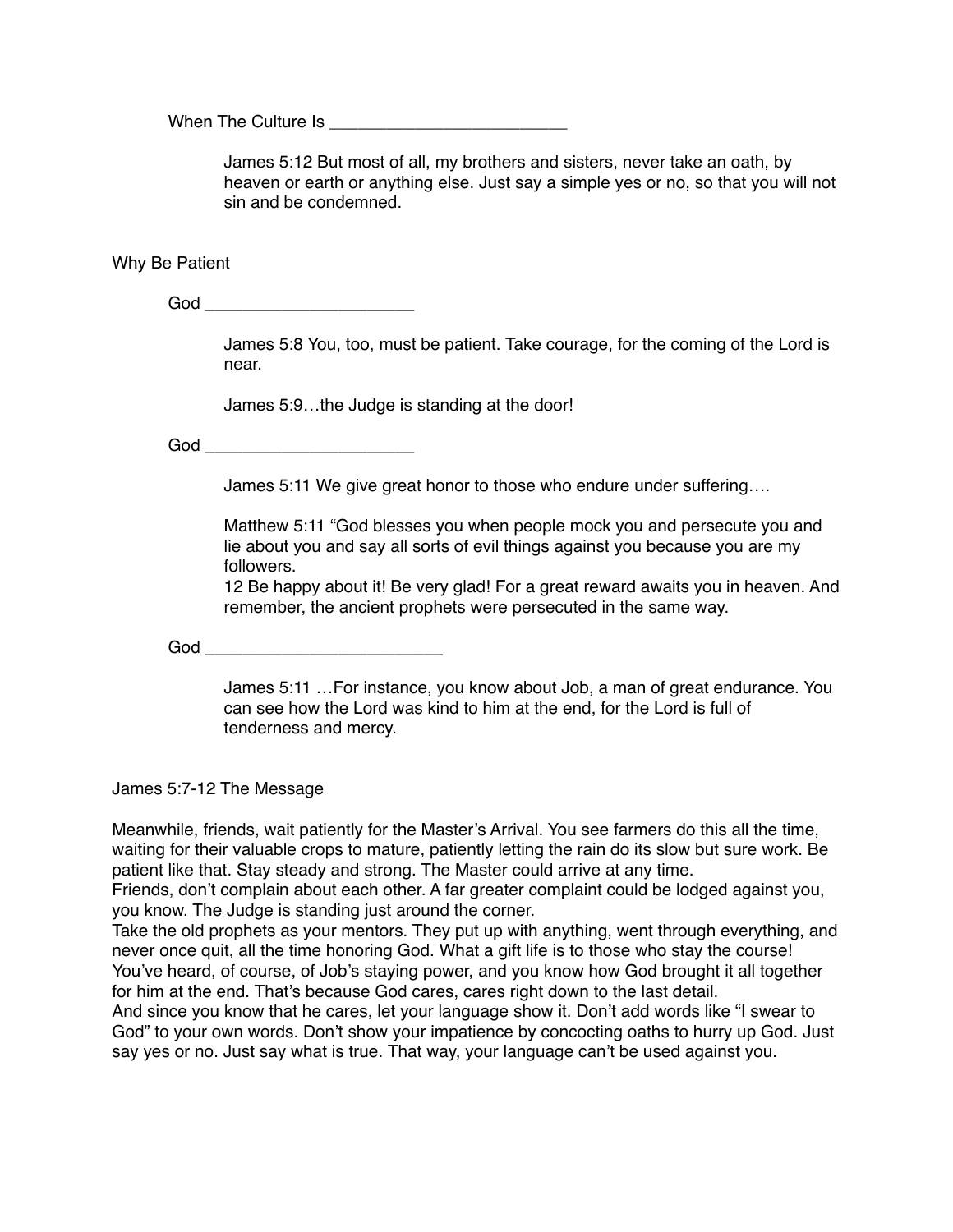When The Culture Is _________________________

> James 5:12 But most of all, my brothers and sisters, never take an oath, by heaven or earth or anything else. Just say a simple yes or no, so that you will not sin and be condemned.

Why Be Patient

God _____________________

> James 5:8 You, too, must be patient. Take courage, for the coming of the Lord is near.
>
> James 5:9…the Judge is standing at the door!

God _____________________

> James 5:11 We give great honor to those who endure under suffering….
>
> Matthew 5:11 "God blesses you when people mock you and persecute you and lie about you and say all sorts of evil things against you because you are my followers.
> 12 Be happy about it! Be very glad! For a great reward awaits you in heaven. And remember, the ancient prophets were persecuted in the same way.

God _________________________

> James 5:11 …For instance, you know about Job, a man of great endurance. You can see how the Lord was kind to him at the end, for the Lord is full of tenderness and mercy.

James 5:7-12 The Message

Meanwhile, friends, wait patiently for the Master's Arrival. You see farmers do this all the time, waiting for their valuable crops to mature, patiently letting the rain do its slow but sure work. Be patient like that. Stay steady and strong. The Master could arrive at any time.
Friends, don't complain about each other. A far greater complaint could be lodged against you, you know. The Judge is standing just around the corner.
Take the old prophets as your mentors. They put up with anything, went through everything, and never once quit, all the time honoring God. What a gift life is to those who stay the course! You've heard, of course, of Job's staying power, and you know how God brought it all together for him at the end. That's because God cares, cares right down to the last detail.
And since you know that he cares, let your language show it. Don't add words like "I swear to God" to your own words. Don't show your impatience by concocting oaths to hurry up God. Just say yes or no. Just say what is true. That way, your language can't be used against you.